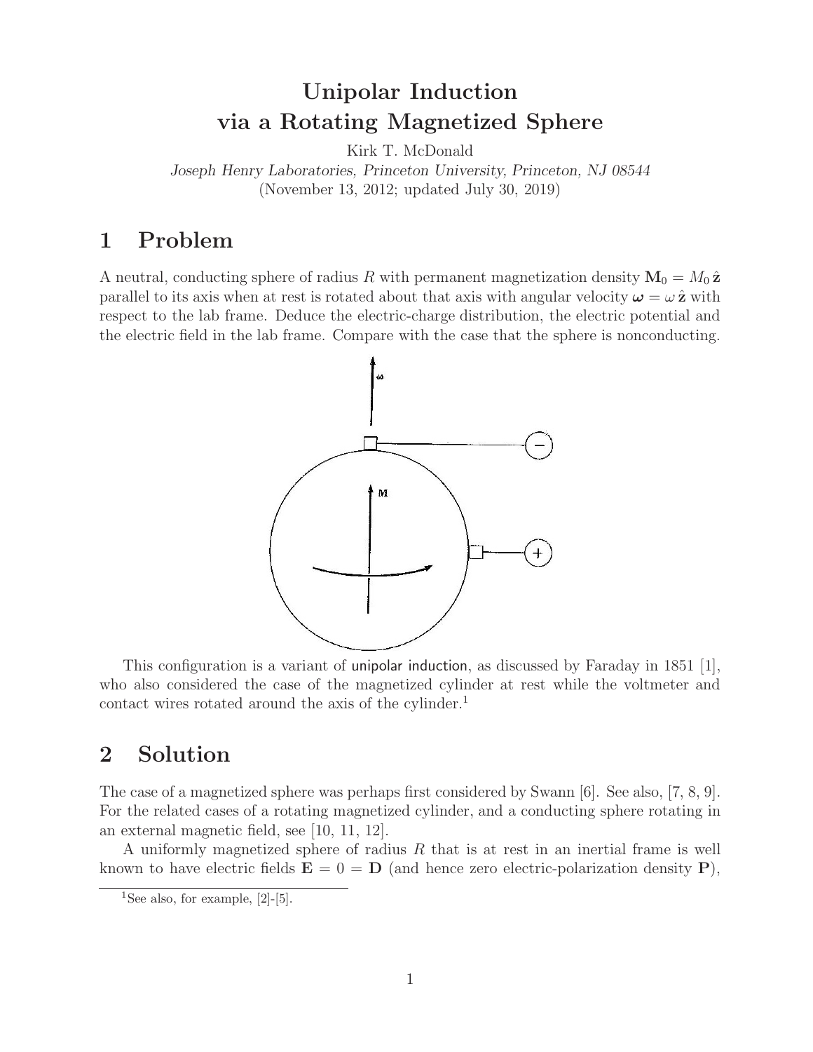# Unipolar Induction via a Rotating Magnetized Sphere

Kirk T. McDonald

*Joseph Henry Laboratories, Princeton University, Princeton, NJ 08544*

(November 13, 2012; updated July 30, 2019)

## 1 Problem

A neutral, conducting sphere of radius $R$ with permanent magnetization density $\mathbf{M}_0 = M_0\,\hat{\mathbf{z}}$ parallel to its axis when at rest is rotated about that axis with angular velocity $\boldsymbol{\omega} = \omega\,\hat{\mathbf{z}}$ with respect to the lab frame. Deduce the electric-charge distribution, the electric potential and the electric field in the lab frame. Compare with the case that the sphere is nonconducting.

This configuration is a variant of unipolar induction, as discussed by Faraday in 1851 [1], who also considered the case of the magnetized cylinder at rest while the voltmeter and contact wires rotated around the axis of the cylinder.[1]

## 2 Solution

The case of a magnetized sphere was perhaps first considered by Swann [6]. See also, [7, 8, 9]. For the related cases of a rotating magnetized cylinder, and a conducting sphere rotating in an external magnetic field, see [10, 11, 12].

A uniformly magnetized sphere of radius $R$ that is at rest in an inertial frame is well known to have electric fields $\mathbf{E} = 0 = \mathbf{D}$ (and hence zero electric-polarization density $\mathbf{P}$),

[1] See also, for example, [2]-[5].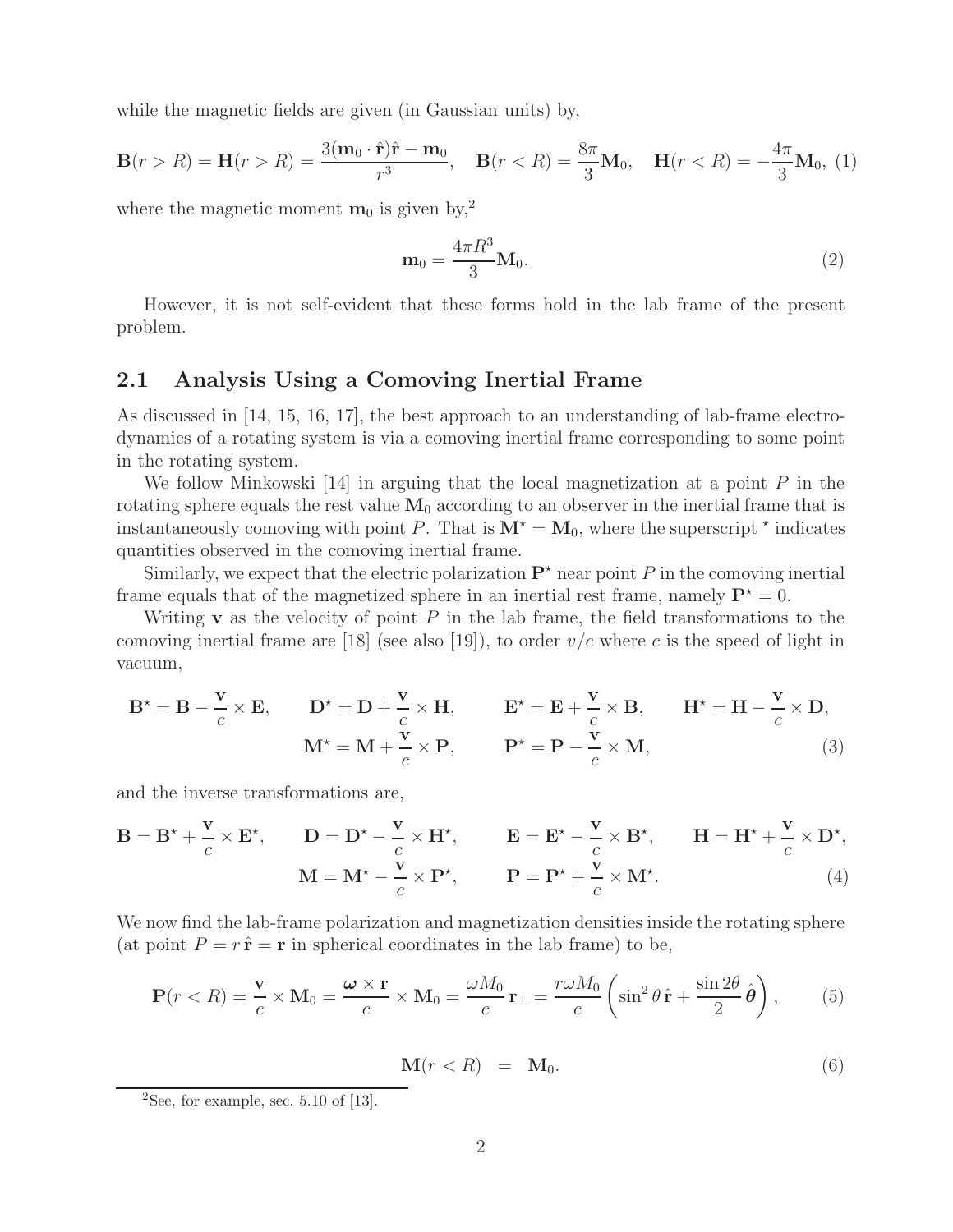while the magnetic fields are given (in Gaussian units) by,

$$\mathbf{B}(r > R) = \mathbf{H}(r > R) = \frac{3(\mathbf{m}_0 \cdot \hat{\mathbf{r}})\hat{\mathbf{r}} - \mathbf{m}_0}{r^3}, \quad \mathbf{B}(r < R) = \frac{8\pi}{3}\mathbf{M}_0, \quad \mathbf{H}(r < R) = -\frac{4\pi}{3}\mathbf{M}_0, \tag{1}$$

where the magnetic moment $\mathbf{m}_0$ is given by,[2]

$$\mathbf{m}_0 = \frac{4\pi R^3}{3}\mathbf{M}_0. \tag{2}$$

However, it is not self-evident that these forms hold in the lab frame of the present problem.

## 2.1 Analysis Using a Comoving Inertial Frame

As discussed in [14, 15, 16, 17], the best approach to an understanding of lab-frame electrodynamics of a rotating system is via a comoving inertial frame corresponding to some point in the rotating system.

We follow Minkowski [14] in arguing that the local magnetization at a point $P$ in the rotating sphere equals the rest value $\mathbf{M}_0$ according to an observer in the inertial frame that is instantaneously comoving with point $P$. That is $\mathbf{M}^\star = \mathbf{M}_0$, where the superscript $^\star$ indicates quantities observed in the comoving inertial frame.

Similarly, we expect that the electric polarization $\mathbf{P}^\star$ near point $P$ in the comoving inertial frame equals that of the magnetized sphere in an inertial rest frame, namely $\mathbf{P}^\star = 0$.

Writing $\mathbf{v}$ as the velocity of point $P$ in the lab frame, the field transformations to the comoving inertial frame are [18] (see also [19]), to order $v/c$ where $c$ is the speed of light in vacuum,

$$\mathbf{B}^\star = \mathbf{B} - \frac{\mathbf{v}}{c} \times \mathbf{E}, \qquad \mathbf{D}^\star = \mathbf{D} + \frac{\mathbf{v}}{c} \times \mathbf{H}, \qquad \mathbf{E}^\star = \mathbf{E} + \frac{\mathbf{v}}{c} \times \mathbf{B}, \qquad \mathbf{H}^\star = \mathbf{H} - \frac{\mathbf{v}}{c} \times \mathbf{D},$$
$$\mathbf{M}^\star = \mathbf{M} + \frac{\mathbf{v}}{c} \times \mathbf{P}, \qquad \mathbf{P}^\star = \mathbf{P} - \frac{\mathbf{v}}{c} \times \mathbf{M}, \tag{3}$$

and the inverse transformations are,

$$\mathbf{B} = \mathbf{B}^\star + \frac{\mathbf{v}}{c} \times \mathbf{E}^\star, \qquad \mathbf{D} = \mathbf{D}^\star - \frac{\mathbf{v}}{c} \times \mathbf{H}^\star, \qquad \mathbf{E} = \mathbf{E}^\star - \frac{\mathbf{v}}{c} \times \mathbf{B}^\star, \qquad \mathbf{H} = \mathbf{H}^\star + \frac{\mathbf{v}}{c} \times \mathbf{D}^\star,$$
$$\mathbf{M} = \mathbf{M}^\star - \frac{\mathbf{v}}{c} \times \mathbf{P}^\star, \qquad \mathbf{P} = \mathbf{P}^\star + \frac{\mathbf{v}}{c} \times \mathbf{M}^\star. \tag{4}$$

We now find the lab-frame polarization and magnetization densities inside the rotating sphere (at point $P = r\,\hat{\mathbf{r}} = \mathbf{r}$ in spherical coordinates in the lab frame) to be,

$$\mathbf{P}(r < R) = \frac{\mathbf{v}}{c} \times \mathbf{M}_0 = \frac{\boldsymbol{\omega} \times \mathbf{r}}{c} \times \mathbf{M}_0 = \frac{\omega M_0}{c}\,\mathbf{r}_\perp = \frac{r\omega M_0}{c}\left(\sin^2\theta\,\hat{\mathbf{r}} + \frac{\sin 2\theta}{2}\,\hat{\boldsymbol{\theta}}\right), \tag{5}$$

$$\mathbf{M}(r < R) \;\;=\;\; \mathbf{M}_0. \tag{6}$$

[2] See, for example, sec. 5.10 of [13].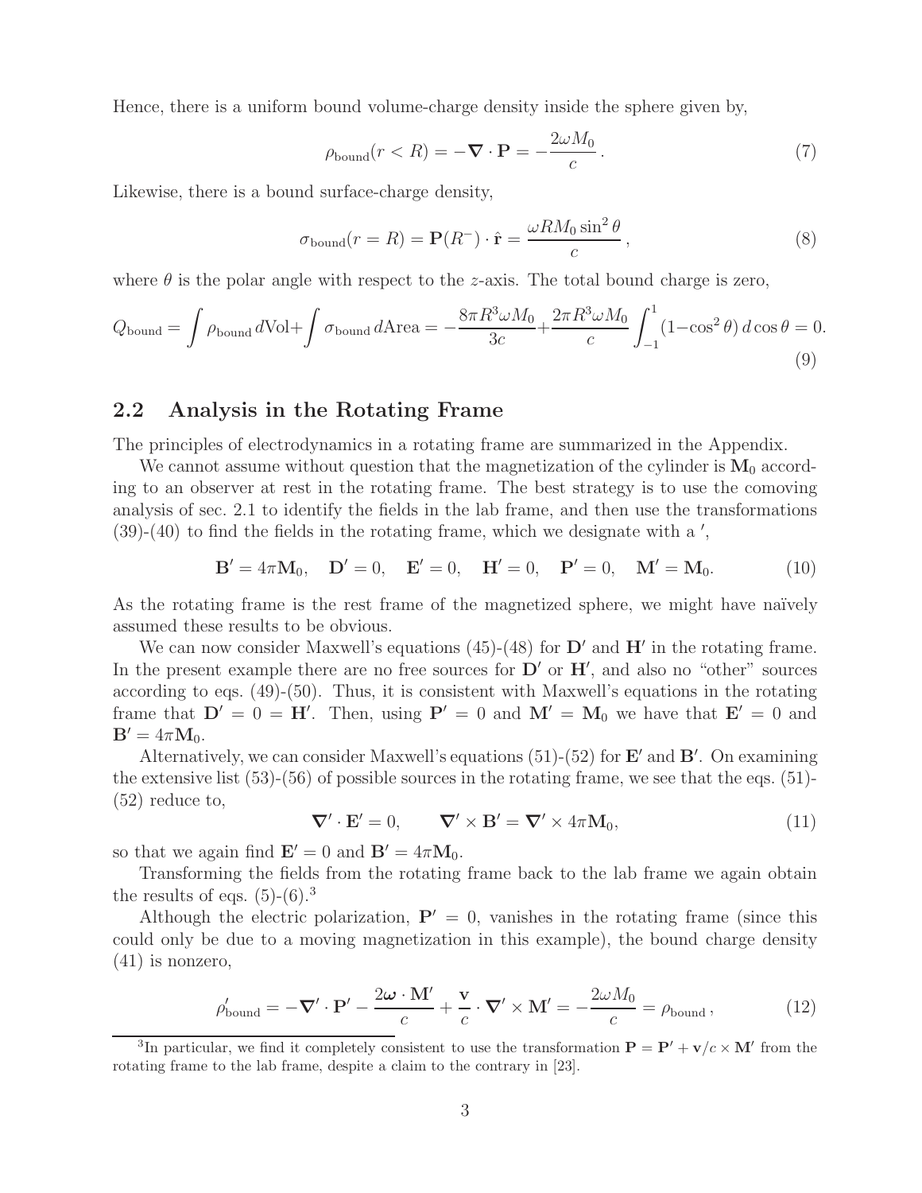Hence, there is a uniform bound volume-charge density inside the sphere given by,

$$\rho_{\rm bound}(r < R) = -\boldsymbol{\nabla} \cdot \mathbf{P} = -\frac{2\omega M_0}{c}\,. \tag{7}$$

Likewise, there is a bound surface-charge density,

$$\sigma_{\rm bound}(r = R) = \mathbf{P}(R^-) \cdot \hat{\mathbf{r}} = \frac{\omega R M_0 \sin^2\theta}{c}\,, \tag{8}$$

where $\theta$ is the polar angle with respect to the $z$-axis. The total bound charge is zero,

$$Q_{\rm bound} = \int \rho_{\rm bound}\, d{\rm Vol} + \int \sigma_{\rm bound}\, d{\rm Area} = -\frac{8\pi R^3 \omega M_0}{3c} + \frac{2\pi R^3 \omega M_0}{c} \int_{-1}^{1} (1 - \cos^2\theta)\, d\cos\theta = 0. \tag{9}$$

## 2.2 Analysis in the Rotating Frame

The principles of electrodynamics in a rotating frame are summarized in the Appendix.

We cannot assume without question that the magnetization of the cylinder is $\mathbf{M}_0$ according to an observer at rest in the rotating frame. The best strategy is to use the comoving analysis of sec. 2.1 to identify the fields in the lab frame, and then use the transformations (39)-(40) to find the fields in the rotating frame, which we designate with a $'$,

$$\mathbf{B}' = 4\pi\mathbf{M}_0, \quad \mathbf{D}' = 0, \quad \mathbf{E}' = 0, \quad \mathbf{H}' = 0, \quad \mathbf{P}' = 0, \quad \mathbf{M}' = \mathbf{M}_0. \tag{10}$$

As the rotating frame is the rest frame of the magnetized sphere, we might have naïvely assumed these results to be obvious.

We can now consider Maxwell's equations (45)-(48) for $\mathbf{D}'$ and $\mathbf{H}'$ in the rotating frame. In the present example there are no free sources for $\mathbf{D}'$ or $\mathbf{H}'$, and also no "other" sources according to eqs. (49)-(50). Thus, it is consistent with Maxwell's equations in the rotating frame that $\mathbf{D}' = 0 = \mathbf{H}'$. Then, using $\mathbf{P}' = 0$ and $\mathbf{M}' = \mathbf{M}_0$ we have that $\mathbf{E}' = 0$ and $\mathbf{B}' = 4\pi\mathbf{M}_0$.

Alternatively, we can consider Maxwell's equations (51)-(52) for $\mathbf{E}'$ and $\mathbf{B}'$. On examining the extensive list (53)-(56) of possible sources in the rotating frame, we see that the eqs. (51)-(52) reduce to,

$$\boldsymbol{\nabla}' \cdot \mathbf{E}' = 0, \qquad \boldsymbol{\nabla}' \times \mathbf{B}' = \boldsymbol{\nabla}' \times 4\pi\mathbf{M}_0, \tag{11}$$

so that we again find $\mathbf{E}' = 0$ and $\mathbf{B}' = 4\pi\mathbf{M}_0$.

Transforming the fields from the rotating frame back to the lab frame we again obtain the results of eqs. (5)-(6).[3]

Although the electric polarization, $\mathbf{P}' = 0$, vanishes in the rotating frame (since this could only be due to a moving magnetization in this example), the bound charge density (41) is nonzero,

$$\rho'_{\rm bound} = -\boldsymbol{\nabla}' \cdot \mathbf{P}' - \frac{2\boldsymbol{\omega} \cdot \mathbf{M}'}{c} + \frac{\mathbf{v}}{c} \cdot \boldsymbol{\nabla}' \times \mathbf{M}' = -\frac{2\omega M_0}{c} = \rho_{\rm bound}\,, \tag{12}$$

[3] In particular, we find it completely consistent to use the transformation $\mathbf{P} = \mathbf{P}' + \mathbf{v}/c \times \mathbf{M}'$ from the rotating frame to the lab frame, despite a claim to the contrary in [23].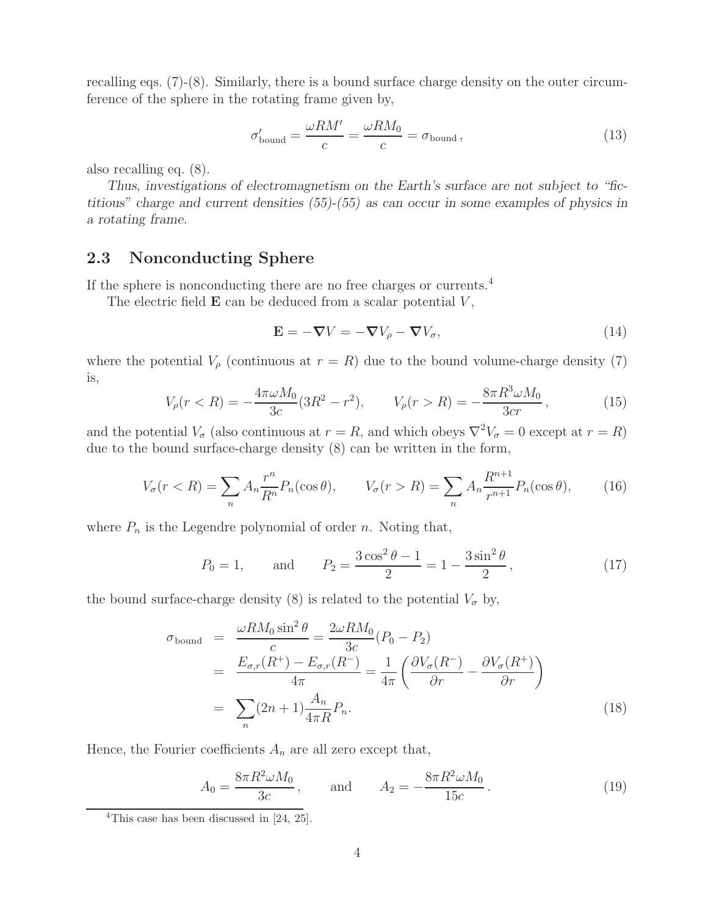recalling eqs. (7)-(8). Similarly, there is a bound surface charge density on the outer circumference of the sphere in the rotating frame given by,

$$\sigma'_{\rm bound} = \frac{\omega R M'}{c} = \frac{\omega R M_0}{c} = \sigma_{\rm bound}\,, \tag{13}$$

also recalling eq. (8).

*Thus, investigations of electromagnetism on the Earth's surface are not subject to "fictitious" charge and current densities (55)-(55) as can occur in some examples of physics in a rotating frame.*

## 2.3 Nonconducting Sphere

If the sphere is nonconducting there are no free charges or currents.[4]

The electric field $\mathbf{E}$ can be deduced from a scalar potential $V$,

$$\mathbf{E} = -\boldsymbol{\nabla} V = -\boldsymbol{\nabla} V_\rho - \boldsymbol{\nabla} V_\sigma, \tag{14}$$

where the potential $V_\rho$ (continuous at $r = R$) due to the bound volume-charge density (7) is,

$$V_\rho(r < R) = -\frac{4\pi\omega M_0}{3c}(3R^2 - r^2), \qquad V_\rho(r > R) = -\frac{8\pi R^3 \omega M_0}{3cr}\,, \tag{15}$$

and the potential $V_\sigma$ (also continuous at $r = R$, and which obeys $\nabla^2 V_\sigma = 0$ except at $r = R$) due to the bound surface-charge density (8) can be written in the form,

$$V_\sigma(r < R) = \sum_n A_n \frac{r^n}{R^n} P_n(\cos\theta), \qquad V_\sigma(r > R) = \sum_n A_n \frac{R^{n+1}}{r^{n+1}} P_n(\cos\theta), \tag{16}$$

where $P_n$ is the Legendre polynomial of order $n$. Noting that,

$$P_0 = 1, \qquad \text{and} \qquad P_2 = \frac{3\cos^2\theta - 1}{2} = 1 - \frac{3\sin^2\theta}{2}\,, \tag{17}$$

the bound surface-charge density (8) is related to the potential $V_\sigma$ by,

$$\begin{aligned}
\sigma_{\rm bound} &= \frac{\omega R M_0 \sin^2\theta}{c} = \frac{2\omega R M_0}{3c}(P_0 - P_2) \\
&= \frac{E_{\sigma,r}(R^+) - E_{\sigma,r}(R^-)}{4\pi} = \frac{1}{4\pi}\left(\frac{\partial V_\sigma(R^-)}{\partial r} - \frac{\partial V_\sigma(R^+)}{\partial r}\right) \\
&= \sum_n (2n+1)\frac{A_n}{4\pi R} P_n.
\end{aligned} \tag{18}$$

Hence, the Fourier coefficients $A_n$ are all zero except that,

$$A_0 = \frac{8\pi R^2 \omega M_0}{3c}\,, \qquad \text{and} \qquad A_2 = -\frac{8\pi R^2 \omega M_0}{15c}\,. \tag{19}$$

[4] This case has been discussed in [24, 25].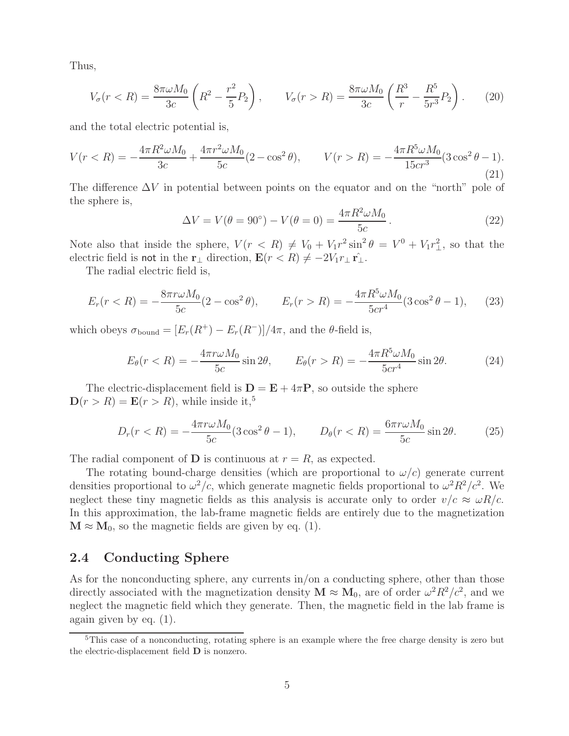Thus,

$$V_\sigma(r < R) = \frac{8\pi\omega M_0}{3c}\left(R^2 - \frac{r^2}{5}P_2\right), \qquad V_\sigma(r > R) = \frac{8\pi\omega M_0}{3c}\left(\frac{R^3}{r} - \frac{R^5}{5r^3}P_2\right). \tag{20}$$

and the total electric potential is,

$$V(r < R) = -\frac{4\pi R^2\omega M_0}{3c} + \frac{4\pi r^2\omega M_0}{5c}(2 - \cos^2\theta), \qquad V(r > R) = -\frac{4\pi R^5\omega M_0}{15cr^3}(3\cos^2\theta - 1). \tag{21}$$

The difference $\Delta V$ in potential between points on the equator and on the "north" pole of the sphere is,

$$\Delta V = V(\theta = 90^\circ) - V(\theta = 0) = \frac{4\pi R^2\omega M_0}{5c}. \tag{22}$$

Note also that inside the sphere, $V(r < R) \neq V_0 + V_1 r^2 \sin^2\theta = V^0 + V_1 r_\perp^2$, so that the electric field is not in the $\mathbf{r}_\perp$ direction, $\mathbf{E}(r < R) \neq -2V_1 r_\perp \hat{\mathbf{r}_\perp}$.

The radial electric field is,

$$E_r(r < R) = -\frac{8\pi r\omega M_0}{5c}(2 - \cos^2\theta), \qquad E_r(r > R) = -\frac{4\pi R^5\omega M_0}{5cr^4}(3\cos^2\theta - 1), \tag{23}$$

which obeys $\sigma_{\rm bound} = [E_r(R^+) - E_r(R^-)]/4\pi$, and the $\theta$-field is,

$$E_\theta(r < R) = -\frac{4\pi r\omega M_0}{5c}\sin 2\theta, \qquad E_\theta(r > R) = -\frac{4\pi R^5\omega M_0}{5cr^4}\sin 2\theta. \tag{24}$$

The electric-displacement field is $\mathbf{D} = \mathbf{E} + 4\pi\mathbf{P}$, so outside the sphere $\mathbf{D}(r > R) = \mathbf{E}(r > R)$, while inside it,[5]

$$D_r(r < R) = -\frac{4\pi r\omega M_0}{5c}(3\cos^2\theta - 1), \qquad D_\theta(r < R) = \frac{6\pi r\omega M_0}{5c}\sin 2\theta. \tag{25}$$

The radial component of $\mathbf{D}$ is continuous at $r = R$, as expected.

The rotating bound-charge densities (which are proportional to $\omega/c$) generate current densities proportional to $\omega^2/c$, which generate magnetic fields proportional to $\omega^2 R^2/c^2$. We neglect these tiny magnetic fields as this analysis is accurate only to order $v/c \approx \omega R/c$. In this approximation, the lab-frame magnetic fields are entirely due to the magnetization $\mathbf{M} \approx \mathbf{M}_0$, so the magnetic fields are given by eq. (1).

## 2.4 Conducting Sphere

As for the nonconducting sphere, any currents in/on a conducting sphere, other than those directly associated with the magnetization density $\mathbf{M} \approx \mathbf{M}_0$, are of order $\omega^2 R^2/c^2$, and we neglect the magnetic field which they generate. Then, the magnetic field in the lab frame is again given by eq. (1).

[5] This case of a nonconducting, rotating sphere is an example where the free charge density is zero but the electric-displacement field $\mathbf{D}$ is nonzero.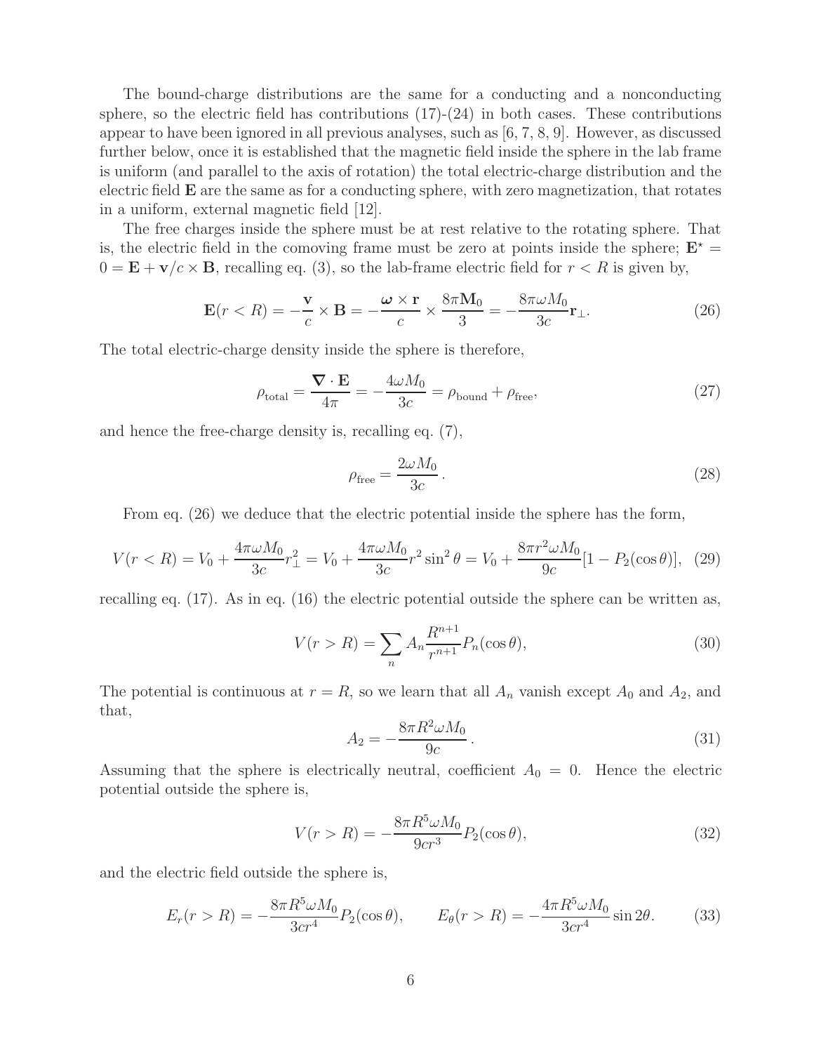The bound-charge distributions are the same for a conducting and a nonconducting sphere, so the electric field has contributions (17)-(24) in both cases. These contributions appear to have been ignored in all previous analyses, such as [6, 7, 8, 9]. However, as discussed further below, once it is established that the magnetic field inside the sphere in the lab frame is uniform (and parallel to the axis of rotation) the total electric-charge distribution and the electric field $\mathbf{E}$ are the same as for a conducting sphere, with zero magnetization, that rotates in a uniform, external magnetic field [12].

The free charges inside the sphere must be at rest relative to the rotating sphere. That is, the electric field in the comoving frame must be zero at points inside the sphere; $\mathbf{E}^\star = 0 = \mathbf{E} + \mathbf{v}/c \times \mathbf{B}$, recalling eq. (3), so the lab-frame electric field for $r < R$ is given by,

$$\mathbf{E}(r < R) = -\frac{\mathbf{v}}{c} \times \mathbf{B} = -\frac{\boldsymbol{\omega} \times \mathbf{r}}{c} \times \frac{8\pi \mathbf{M}_0}{3} = -\frac{8\pi\omega M_0}{3c}\mathbf{r}_\perp. \tag{26}$$

The total electric-charge density inside the sphere is therefore,

$$\rho_{\rm total} = \frac{\boldsymbol{\nabla} \cdot \mathbf{E}}{4\pi} = -\frac{4\omega M_0}{3c} = \rho_{\rm bound} + \rho_{\rm free}, \tag{27}$$

and hence the free-charge density is, recalling eq. (7),

$$\rho_{\rm free} = \frac{2\omega M_0}{3c}\,. \tag{28}$$

From eq. (26) we deduce that the electric potential inside the sphere has the form,

$$V(r < R) = V_0 + \frac{4\pi\omega M_0}{3c} r_\perp^2 = V_0 + \frac{4\pi\omega M_0}{3c} r^2 \sin^2\theta = V_0 + \frac{8\pi r^2 \omega M_0}{9c}[1 - P_2(\cos\theta)], \tag{29}$$

recalling eq. (17). As in eq. (16) the electric potential outside the sphere can be written as,

$$V(r > R) = \sum_n A_n \frac{R^{n+1}}{r^{n+1}} P_n(\cos\theta), \tag{30}$$

The potential is continuous at $r = R$, so we learn that all $A_n$ vanish except $A_0$ and $A_2$, and that,

$$A_2 = -\frac{8\pi R^2 \omega M_0}{9c}\,. \tag{31}$$

Assuming that the sphere is electrically neutral, coefficient $A_0 = 0$. Hence the electric potential outside the sphere is,

$$V(r > R) = -\frac{8\pi R^5 \omega M_0}{9cr^3} P_2(\cos\theta), \tag{32}$$

and the electric field outside the sphere is,

$$E_r(r > R) = -\frac{8\pi R^5 \omega M_0}{3cr^4} P_2(\cos\theta), \qquad E_\theta(r > R) = -\frac{4\pi R^5 \omega M_0}{3cr^4} \sin 2\theta. \tag{33}$$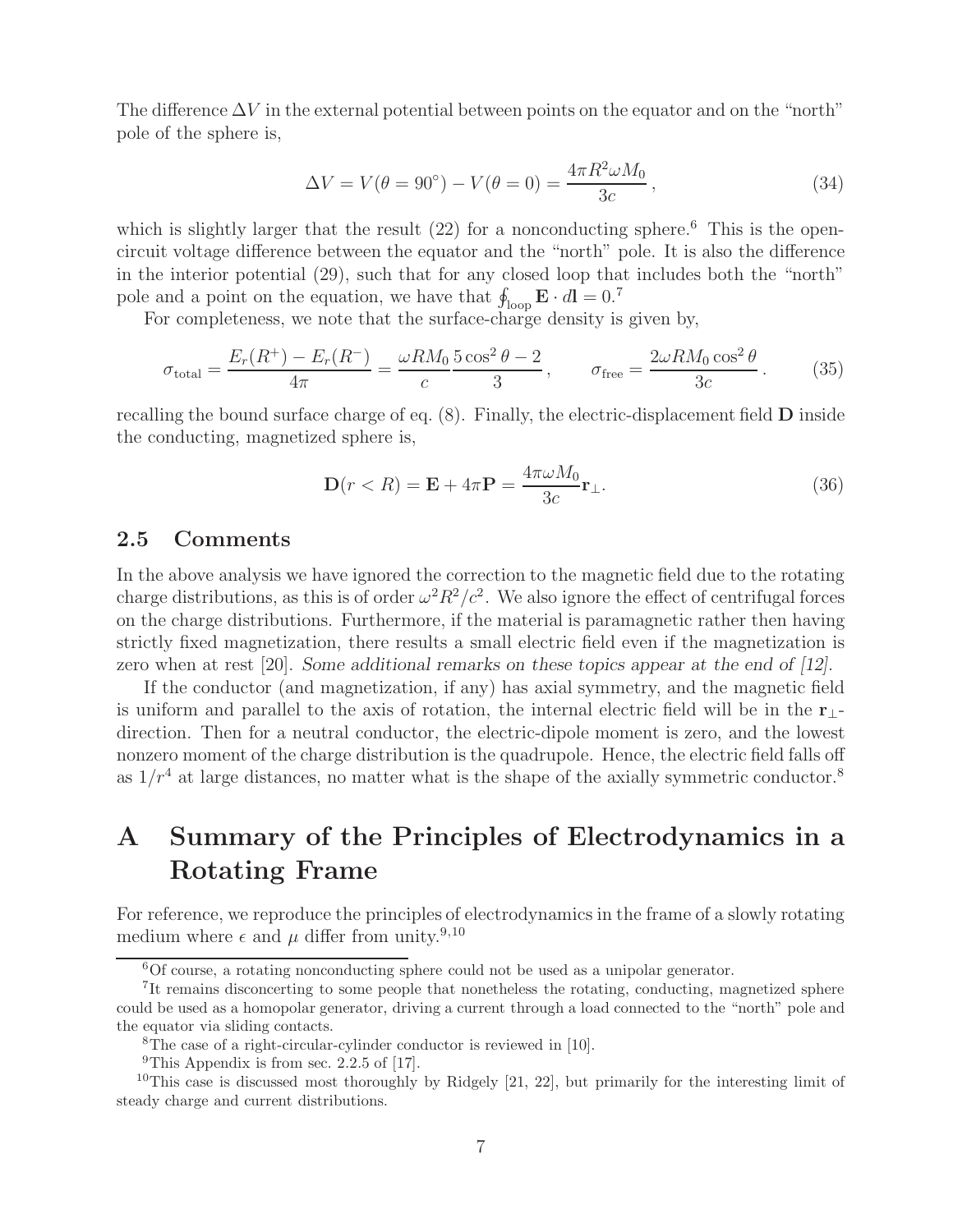The difference $\Delta V$ in the external potential between points on the equator and on the "north" pole of the sphere is,

$$\Delta V = V(\theta = 90^\circ) - V(\theta = 0) = \frac{4\pi R^2 \omega M_0}{3c}\,, \tag{34}$$

which is slightly larger that the result (22) for a nonconducting sphere.[6] This is the open-circuit voltage difference between the equator and the "north" pole. It is also the difference in the interior potential (29), such that for any closed loop that includes both the "north" pole and a point on the equation, we have that $\oint_{\rm loop} \mathbf{E} \cdot d\mathbf{l} = 0$.[7]

For completeness, we note that the surface-charge density is given by,

$$\sigma_{\rm total} = \frac{E_r(R^+) - E_r(R^-)}{4\pi} = \frac{\omega R M_0}{c} \frac{5\cos^2\theta - 2}{3}\,, \qquad \sigma_{\rm free} = \frac{2\omega R M_0 \cos^2\theta}{3c}\,. \tag{35}$$

recalling the bound surface charge of eq. (8). Finally, the electric-displacement field $\mathbf{D}$ inside the conducting, magnetized sphere is,

$$\mathbf{D}(r < R) = \mathbf{E} + 4\pi \mathbf{P} = \frac{4\pi\omega M_0}{3c} \mathbf{r}_\perp. \tag{36}$$

## 2.5 Comments

In the above analysis we have ignored the correction to the magnetic field due to the rotating charge distributions, as this is of order $\omega^2 R^2/c^2$. We also ignore the effect of centrifugal forces on the charge distributions. Furthermore, if the material is paramagnetic rather then having strictly fixed magnetization, there results a small electric field even if the magnetization is zero when at rest [20]. *Some additional remarks on these topics appear at the end of [12].*

If the conductor (and magnetization, if any) has axial symmetry, and the magnetic field is uniform and parallel to the axis of rotation, the internal electric field will be in the $\mathbf{r}_\perp$-direction. Then for a neutral conductor, the electric-dipole moment is zero, and the lowest nonzero moment of the charge distribution is the quadrupole. Hence, the electric field falls off as $1/r^4$ at large distances, no matter what is the shape of the axially symmetric conductor.[8]

# A Summary of the Principles of Electrodynamics in a Rotating Frame

For reference, we reproduce the principles of electrodynamics in the frame of a slowly rotating medium where $\epsilon$ and $\mu$ differ from unity.[9,10]

---

[6] Of course, a rotating nonconducting sphere could not be used as a unipolar generator.

[7] It remains disconcerting to some people that nonetheless the rotating, conducting, magnetized sphere could be used as a homopolar generator, driving a current through a load connected to the "north" pole and the equator via sliding contacts.

[8] The case of a right-circular-cylinder conductor is reviewed in [10].

[9] This Appendix is from sec. 2.2.5 of [17].

[10] This case is discussed most thoroughly by Ridgely [21, 22], but primarily for the interesting limit of steady charge and current distributions.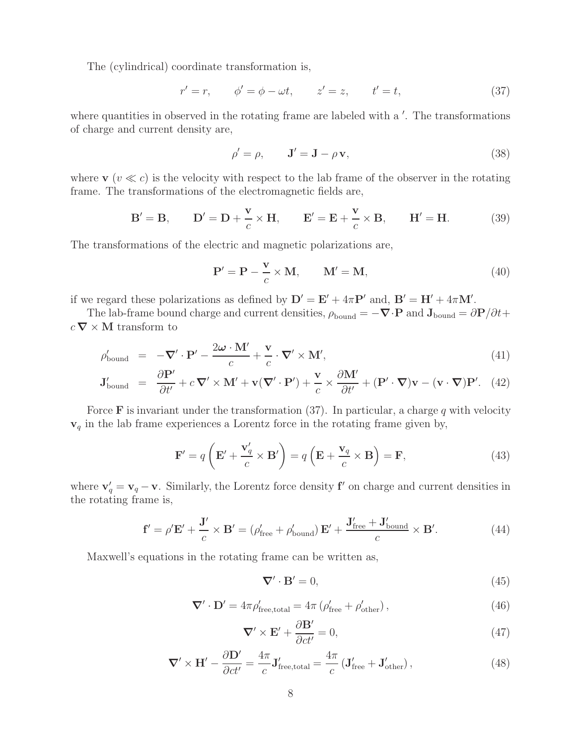The (cylindrical) coordinate transformation is,

$$r' = r, \qquad \phi' = \phi - \omega t, \qquad z' = z, \qquad t' = t, \tag{37}$$

where quantities in observed in the rotating frame are labeled with a $'$. The transformations of charge and current density are,

$$\rho' = \rho, \qquad \mathbf{J}' = \mathbf{J} - \rho\,\mathbf{v}, \tag{38}$$

where $\mathbf{v}$ ($v \ll c$) is the velocity with respect to the lab frame of the observer in the rotating frame. The transformations of the electromagnetic fields are,

$$\mathbf{B}' = \mathbf{B}, \qquad \mathbf{D}' = \mathbf{D} + \frac{\mathbf{v}}{c} \times \mathbf{H}, \qquad \mathbf{E}' = \mathbf{E} + \frac{\mathbf{v}}{c} \times \mathbf{B}, \qquad \mathbf{H}' = \mathbf{H}. \tag{39}$$

The transformations of the electric and magnetic polarizations are,

$$\mathbf{P}' = \mathbf{P} - \frac{\mathbf{v}}{c} \times \mathbf{M}, \qquad \mathbf{M}' = \mathbf{M}, \tag{40}$$

if we regard these polarizations as defined by $\mathbf{D}' = \mathbf{E}' + 4\pi\mathbf{P}'$ and, $\mathbf{B}' = \mathbf{H}' + 4\pi\mathbf{M}'$.

The lab-frame bound charge and current densities, $\rho_{\rm bound} = -\boldsymbol{\nabla}\cdot\mathbf{P}$ and $\mathbf{J}_{\rm bound} = \partial\mathbf{P}/\partial t + c\,\boldsymbol{\nabla}\times\mathbf{M}$ transform to

$$\rho'_{\rm bound} = -\boldsymbol{\nabla}'\cdot\mathbf{P}' - \frac{2\boldsymbol{\omega}\cdot\mathbf{M}'}{c} + \frac{\mathbf{v}}{c}\cdot\boldsymbol{\nabla}'\times\mathbf{M}', \tag{41}$$

$$\mathbf{J}'_{\rm bound} = \frac{\partial\mathbf{P}'}{\partial t'} + c\,\boldsymbol{\nabla}'\times\mathbf{M}' + \mathbf{v}(\boldsymbol{\nabla}'\cdot\mathbf{P}') + \frac{\mathbf{v}}{c}\times\frac{\partial\mathbf{M}'}{\partial t'} + (\mathbf{P}'\cdot\boldsymbol{\nabla})\mathbf{v} - (\mathbf{v}\cdot\boldsymbol{\nabla})\mathbf{P}'. \tag{42}$$

Force $\mathbf{F}$ is invariant under the transformation (37). In particular, a charge $q$ with velocity $\mathbf{v}_q$ in the lab frame experiences a Lorentz force in the rotating frame given by,

$$\mathbf{F}' = q\left(\mathbf{E}' + \frac{\mathbf{v}'_q}{c}\times\mathbf{B}'\right) = q\left(\mathbf{E} + \frac{\mathbf{v}_q}{c}\times\mathbf{B}\right) = \mathbf{F}, \tag{43}$$

where $\mathbf{v}'_q = \mathbf{v}_q - \mathbf{v}$. Similarly, the Lorentz force density $\mathbf{f}'$ on charge and current densities in the rotating frame is,

$$\mathbf{f}' = \rho'\mathbf{E}' + \frac{\mathbf{J}'}{c}\times\mathbf{B}' = (\rho'_{\rm free} + \rho'_{\rm bound})\,\mathbf{E}' + \frac{\mathbf{J}'_{\rm free} + \mathbf{J}'_{\rm bound}}{c}\times\mathbf{B}'. \tag{44}$$

Maxwell's equations in the rotating frame can be written as,

$$\boldsymbol{\nabla}'\cdot\mathbf{B}' = 0, \tag{45}$$

$$\boldsymbol{\nabla}'\cdot\mathbf{D}' = 4\pi\rho'_{\rm free,total} = 4\pi\left(\rho'_{\rm free} + \rho'_{\rm other}\right), \tag{46}$$

$$\boldsymbol{\nabla}'\times\mathbf{E}' + \frac{\partial\mathbf{B}'}{\partial ct'} = 0, \tag{47}$$

$$\boldsymbol{\nabla}'\times\mathbf{H}' - \frac{\partial\mathbf{D}'}{\partial ct'} = \frac{4\pi}{c}\mathbf{J}'_{\rm free,total} = \frac{4\pi}{c}\left(\mathbf{J}'_{\rm free} + \mathbf{J}'_{\rm other}\right), \tag{48}$$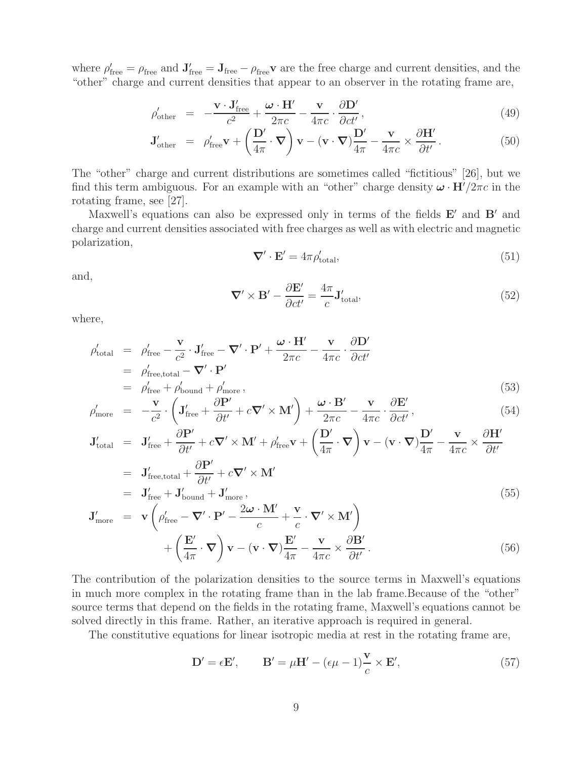where $\rho'_{\rm free} = \rho_{\rm free}$ and $\mathbf{J}'_{\rm free} = \mathbf{J}_{\rm free} - \rho_{\rm free}\mathbf{v}$ are the free charge and current densities, and the "other" charge and current densities that appear to an observer in the rotating frame are,

$$
\begin{aligned}
\rho'_{\rm other} &= -\frac{\mathbf{v}\cdot\mathbf{J}'_{\rm free}}{c^2} + \frac{\boldsymbol{\omega}\cdot\mathbf{H}'}{2\pi c} - \frac{\mathbf{v}}{4\pi c}\cdot\frac{\partial\mathbf{D}'}{\partial ct'}, &(49)\\
\mathbf{J}'_{\rm other} &= \rho'_{\rm free}\mathbf{v} + \left(\frac{\mathbf{D}'}{4\pi}\cdot\boldsymbol{\nabla}\right)\mathbf{v} - (\mathbf{v}\cdot\boldsymbol{\nabla})\frac{\mathbf{D}'}{4\pi} - \frac{\mathbf{v}}{4\pi c}\times\frac{\partial\mathbf{H}'}{\partial t'}. &(50)
\end{aligned}
$$

The "other" charge and current distributions are sometimes called "fictitious" [26], but we find this term ambiguous. For an example with an "other" charge density $\boldsymbol{\omega}\cdot\mathbf{H}'/2\pi c$ in the rotating frame, see [27].

Maxwell's equations can also be expressed only in terms of the fields $\mathbf{E}'$ and $\mathbf{B}'$ and charge and current densities associated with free charges as well as with electric and magnetic polarization,

$$
\boldsymbol{\nabla}'\cdot\mathbf{E}' = 4\pi\rho'_{\rm total}, \tag{51}
$$

and,

$$
\boldsymbol{\nabla}'\times\mathbf{B}' - \frac{\partial\mathbf{E}'}{\partial ct'} = \frac{4\pi}{c}\mathbf{J}'_{\rm total}, \tag{52}
$$

where,

$$
\begin{aligned}
\rho'_{\rm total} &= \rho'_{\rm free} - \frac{\mathbf{v}}{c^2}\cdot\mathbf{J}'_{\rm free} - \boldsymbol{\nabla}'\cdot\mathbf{P}' + \frac{\boldsymbol{\omega}\cdot\mathbf{H}'}{2\pi c} - \frac{\mathbf{v}}{4\pi c}\cdot\frac{\partial\mathbf{D}'}{\partial ct'}\\
&= \rho'_{\rm free,total} - \boldsymbol{\nabla}'\cdot\mathbf{P}'\\
&= \rho'_{\rm free} + \rho'_{\rm bound} + \rho'_{\rm more}, &(53)\\
\rho'_{\rm more} &= -\frac{\mathbf{v}}{c^2}\cdot\left(\mathbf{J}'_{\rm free} + \frac{\partial\mathbf{P}'}{\partial t'} + c\boldsymbol{\nabla}'\times\mathbf{M}'\right) + \frac{\boldsymbol{\omega}\cdot\mathbf{B}'}{2\pi c} - \frac{\mathbf{v}}{4\pi c}\cdot\frac{\partial\mathbf{E}'}{\partial ct'}, &(54)\\
\mathbf{J}'_{\rm total} &= \mathbf{J}'_{\rm free} + \frac{\partial\mathbf{P}'}{\partial t'} + c\boldsymbol{\nabla}'\times\mathbf{M}' + \rho'_{\rm free}\mathbf{v} + \left(\frac{\mathbf{D}'}{4\pi}\cdot\boldsymbol{\nabla}\right)\mathbf{v} - (\mathbf{v}\cdot\boldsymbol{\nabla})\frac{\mathbf{D}'}{4\pi} - \frac{\mathbf{v}}{4\pi c}\times\frac{\partial\mathbf{H}'}{\partial t'}\\
&= \mathbf{J}'_{\rm free,total} + \frac{\partial\mathbf{P}'}{\partial t'} + c\boldsymbol{\nabla}'\times\mathbf{M}'\\
&= \mathbf{J}'_{\rm free} + \mathbf{J}'_{\rm bound} + \mathbf{J}'_{\rm more}, &(55)\\
\mathbf{J}'_{\rm more} &= \mathbf{v}\left(\rho'_{\rm free} - \boldsymbol{\nabla}'\cdot\mathbf{P}' - \frac{2\boldsymbol{\omega}\cdot\mathbf{M}'}{c} + \frac{\mathbf{v}}{c}\cdot\boldsymbol{\nabla}'\times\mathbf{M}'\right)\\
&\quad + \left(\frac{\mathbf{E}'}{4\pi}\cdot\boldsymbol{\nabla}\right)\mathbf{v} - (\mathbf{v}\cdot\boldsymbol{\nabla})\frac{\mathbf{E}'}{4\pi} - \frac{\mathbf{v}}{4\pi c}\times\frac{\partial\mathbf{B}'}{\partial t'}. &(56)
\end{aligned}
$$

The contribution of the polarization densities to the source terms in Maxwell's equations in much more complex in the rotating frame than in the lab frame.Because of the "other" source terms that depend on the fields in the rotating frame, Maxwell's equations cannot be solved directly in this frame. Rather, an iterative approach is required in general.

The constitutive equations for linear isotropic media at rest in the rotating frame are,

$$
\mathbf{D}' = \epsilon\mathbf{E}', \qquad \mathbf{B}' = \mu\mathbf{H}' - (\epsilon\mu - 1)\frac{\mathbf{v}}{c}\times\mathbf{E}', \tag{57}
$$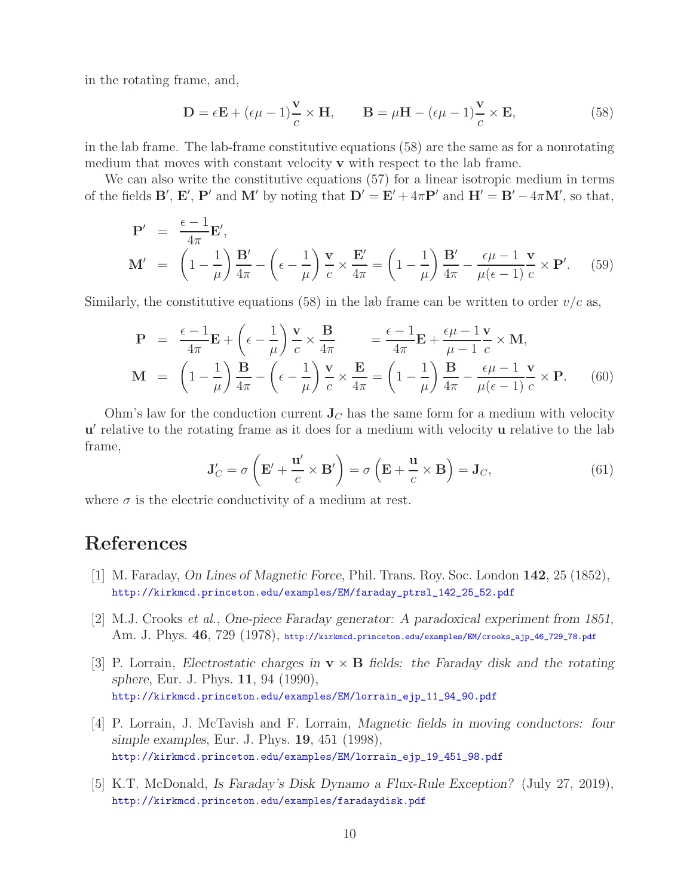in the rotating frame, and,

$$\mathbf{D} = \epsilon \mathbf{E} + (\epsilon\mu - 1)\frac{\mathbf{v}}{c} \times \mathbf{H}, \qquad \mathbf{B} = \mu \mathbf{H} - (\epsilon\mu - 1)\frac{\mathbf{v}}{c} \times \mathbf{E}, \tag{58}$$

in the lab frame. The lab-frame constitutive equations (58) are the same as for a nonrotating medium that moves with constant velocity $\mathbf{v}$ with respect to the lab frame.

We can also write the constitutive equations (57) for a linear isotropic medium in terms of the fields $\mathbf{B}'$, $\mathbf{E}'$, $\mathbf{P}'$ and $\mathbf{M}'$ by noting that $\mathbf{D}' = \mathbf{E}' + 4\pi\mathbf{P}'$ and $\mathbf{H}' = \mathbf{B}' - 4\pi\mathbf{M}'$, so that,

$$\begin{aligned}
\mathbf{P}' &= \frac{\epsilon - 1}{4\pi}\mathbf{E}', \\
\mathbf{M}' &= \left(1 - \frac{1}{\mu}\right)\frac{\mathbf{B}'}{4\pi} - \left(\epsilon - \frac{1}{\mu}\right)\frac{\mathbf{v}}{c} \times \frac{\mathbf{E}'}{4\pi} = \left(1 - \frac{1}{\mu}\right)\frac{\mathbf{B}'}{4\pi} - \frac{\epsilon\mu - 1}{\mu(\epsilon - 1)}\frac{\mathbf{v}}{c} \times \mathbf{P}'.
\end{aligned} \tag{59}$$

Similarly, the constitutive equations (58) in the lab frame can be written to order $v/c$ as,

$$\begin{aligned}
\mathbf{P} &= \frac{\epsilon - 1}{4\pi}\mathbf{E} + \left(\epsilon - \frac{1}{\mu}\right)\frac{\mathbf{v}}{c} \times \frac{\mathbf{B}}{4\pi} = \frac{\epsilon - 1}{4\pi}\mathbf{E} + \frac{\epsilon\mu - 1}{\mu - 1}\frac{\mathbf{v}}{c} \times \mathbf{M}, \\
\mathbf{M} &= \left(1 - \frac{1}{\mu}\right)\frac{\mathbf{B}}{4\pi} - \left(\epsilon - \frac{1}{\mu}\right)\frac{\mathbf{v}}{c} \times \frac{\mathbf{E}}{4\pi} = \left(1 - \frac{1}{\mu}\right)\frac{\mathbf{B}}{4\pi} - \frac{\epsilon\mu - 1}{\mu(\epsilon - 1)}\frac{\mathbf{v}}{c} \times \mathbf{P}.
\end{aligned} \tag{60}$$

Ohm's law for the conduction current $\mathbf{J}_C$ has the same form for a medium with velocity $\mathbf{u}'$ relative to the rotating frame as it does for a medium with velocity $\mathbf{u}$ relative to the lab frame,

$$\mathbf{J}'_C = \sigma\left(\mathbf{E}' + \frac{\mathbf{u}'}{c} \times \mathbf{B}'\right) = \sigma\left(\mathbf{E} + \frac{\mathbf{u}}{c} \times \mathbf{B}\right) = \mathbf{J}_C, \tag{61}$$

where $\sigma$ is the electric conductivity of a medium at rest.

# References

[1] M. Faraday, *On Lines of Magnetic Force*, Phil. Trans. Roy. Soc. London **142**, 25 (1852), http://kirkmcd.princeton.edu/examples/EM/faraday_ptrsl_142_25_52.pdf

[2] M.J. Crooks *et al.*, *One-piece Faraday generator: A paradoxical experiment from 1851*, Am. J. Phys. **46**, 729 (1978), http://kirkmcd.princeton.edu/examples/EM/crooks_ajp_46_729_78.pdf

[3] P. Lorrain, *Electrostatic charges in* $\mathbf{v} \times \mathbf{B}$ *fields: the Faraday disk and the rotating sphere*, Eur. J. Phys. **11**, 94 (1990), http://kirkmcd.princeton.edu/examples/EM/lorrain_ejp_11_94_90.pdf

[4] P. Lorrain, J. McTavish and F. Lorrain, *Magnetic fields in moving conductors: four simple examples*, Eur. J. Phys. **19**, 451 (1998), http://kirkmcd.princeton.edu/examples/EM/lorrain_ejp_19_451_98.pdf

[5] K.T. McDonald, *Is Faraday's Disk Dynamo a Flux-Rule Exception?* (July 27, 2019), http://kirkmcd.princeton.edu/examples/faradaydisk.pdf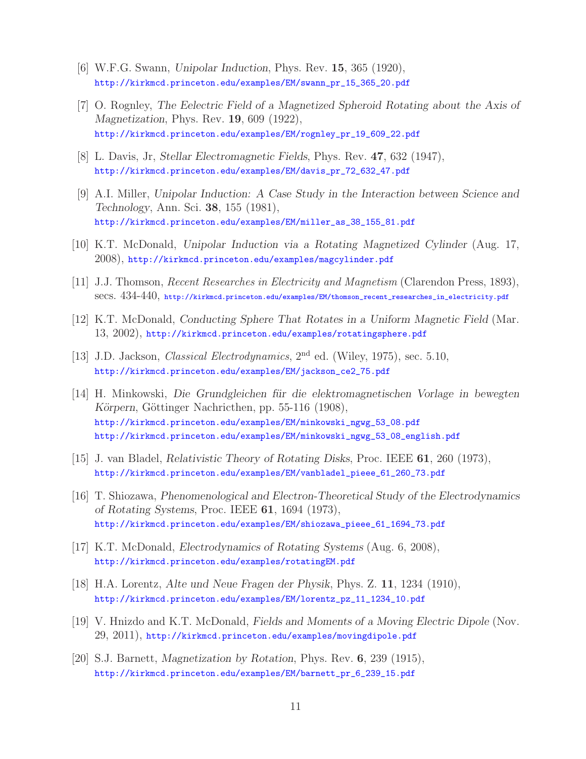[6] W.F.G. Swann, *Unipolar Induction*, Phys. Rev. **15**, 365 (1920),
http://kirkmcd.princeton.edu/examples/EM/swann_pr_15_365_20.pdf

[7] O. Rognley, *The Eelectric Field of a Magnetized Spheroid Rotating about the Axis of Magnetization*, Phys. Rev. **19**, 609 (1922),
http://kirkmcd.princeton.edu/examples/EM/rognley_pr_19_609_22.pdf

[8] L. Davis, Jr, *Stellar Electromagnetic Fields*, Phys. Rev. **47**, 632 (1947),
http://kirkmcd.princeton.edu/examples/EM/davis_pr_72_632_47.pdf

[9] A.I. Miller, *Unipolar Induction: A Case Study in the Interaction between Science and Technology*, Ann. Sci. **38**, 155 (1981),
http://kirkmcd.princeton.edu/examples/EM/miller_as_38_155_81.pdf

[10] K.T. McDonald, *Unipolar Induction via a Rotating Magnetized Cylinder* (Aug. 17, 2008), http://kirkmcd.princeton.edu/examples/magcylinder.pdf

[11] J.J. Thomson, *Recent Researches in Electricity and Magnetism* (Clarendon Press, 1893), secs. 434-440, http://kirkmcd.princeton.edu/examples/EM/thomson_recent_researches_in_electricity.pdf

[12] K.T. McDonald, *Conducting Sphere That Rotates in a Uniform Magnetic Field* (Mar. 13, 2002), http://kirkmcd.princeton.edu/examples/rotatingsphere.pdf

[13] J.D. Jackson, *Classical Electrodynamics*, 2nd ed. (Wiley, 1975), sec. 5.10,
http://kirkmcd.princeton.edu/examples/EM/jackson_ce2_75.pdf

[14] H. Minkowski, *Die Grundgleichen für die elektromagnetischen Vorlage in bewegten Körpern*, Göttinger Nachricthen, pp. 55-116 (1908),
http://kirkmcd.princeton.edu/examples/EM/minkowski_ngwg_53_08.pdf
http://kirkmcd.princeton.edu/examples/EM/minkowski_ngwg_53_08_english.pdf

[15] J. van Bladel, *Relativistic Theory of Rotating Disks*, Proc. IEEE **61**, 260 (1973),
http://kirkmcd.princeton.edu/examples/EM/vanbladel_pieee_61_260_73.pdf

[16] T. Shiozawa, *Phenomenological and Electron-Theoretical Study of the Electrodynamics of Rotating Systems*, Proc. IEEE **61**, 1694 (1973),
http://kirkmcd.princeton.edu/examples/EM/shiozawa_pieee_61_1694_73.pdf

[17] K.T. McDonald, *Electrodynamics of Rotating Systems* (Aug. 6, 2008),
http://kirkmcd.princeton.edu/examples/rotatingEM.pdf

[18] H.A. Lorentz, *Alte und Neue Fragen der Physik*, Phys. Z. **11**, 1234 (1910),
http://kirkmcd.princeton.edu/examples/EM/lorentz_pz_11_1234_10.pdf

[19] V. Hnizdo and K.T. McDonald, *Fields and Moments of a Moving Electric Dipole* (Nov. 29, 2011), http://kirkmcd.princeton.edu/examples/movingdipole.pdf

[20] S.J. Barnett, *Magnetization by Rotation*, Phys. Rev. **6**, 239 (1915),
http://kirkmcd.princeton.edu/examples/EM/barnett_pr_6_239_15.pdf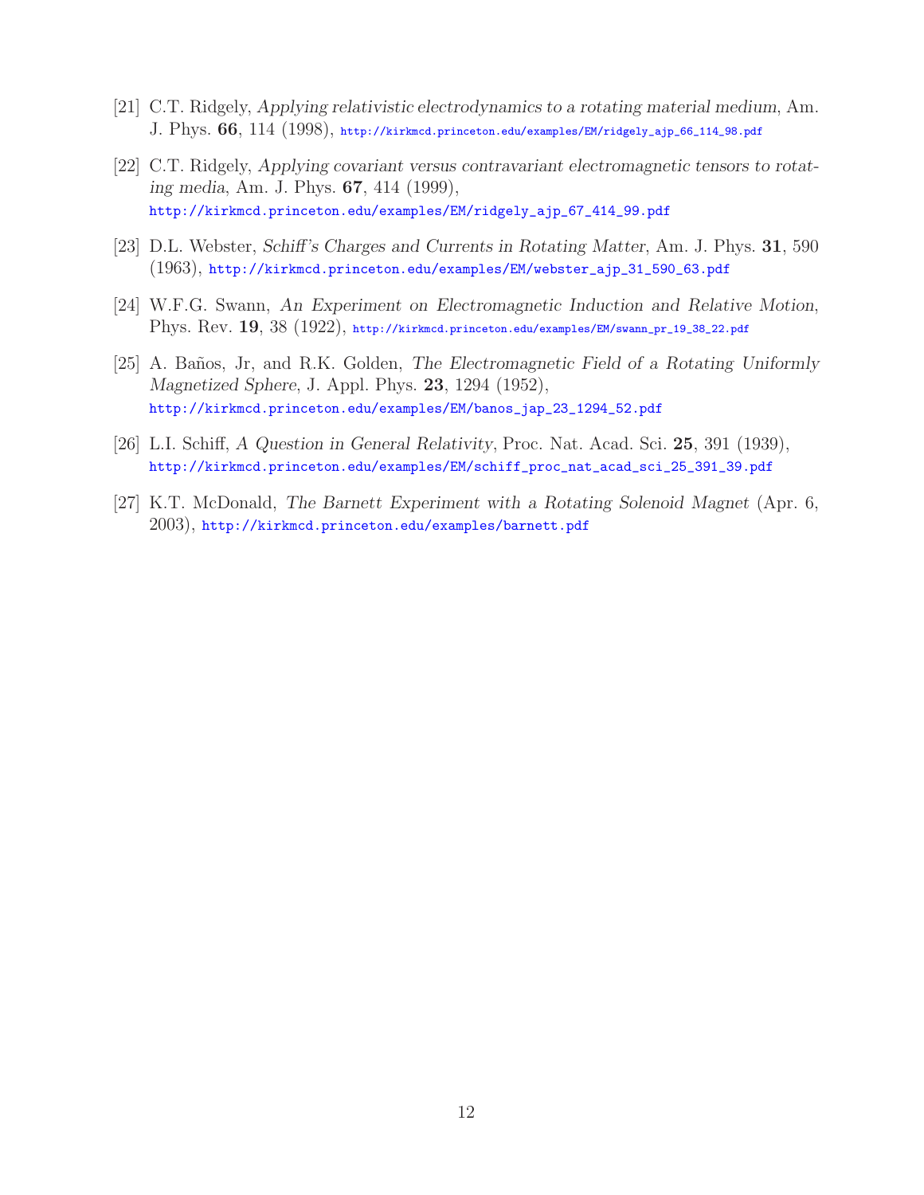[21] C.T. Ridgely, *Applying relativistic electrodynamics to a rotating material medium*, Am. J. Phys. **66**, 114 (1998), http://kirkmcd.princeton.edu/examples/EM/ridgely_ajp_66_114_98.pdf

[22] C.T. Ridgely, *Applying covariant versus contravariant electromagnetic tensors to rotating media*, Am. J. Phys. **67**, 414 (1999), http://kirkmcd.princeton.edu/examples/EM/ridgely_ajp_67_414_99.pdf

[23] D.L. Webster, *Schiff's Charges and Currents in Rotating Matter*, Am. J. Phys. **31**, 590 (1963), http://kirkmcd.princeton.edu/examples/EM/webster_ajp_31_590_63.pdf

[24] W.F.G. Swann, *An Experiment on Electromagnetic Induction and Relative Motion*, Phys. Rev. **19**, 38 (1922), http://kirkmcd.princeton.edu/examples/EM/swann_pr_19_38_22.pdf

[25] A. Baños, Jr, and R.K. Golden, *The Electromagnetic Field of a Rotating Uniformly Magnetized Sphere*, J. Appl. Phys. **23**, 1294 (1952), http://kirkmcd.princeton.edu/examples/EM/banos_jap_23_1294_52.pdf

[26] L.I. Schiff, *A Question in General Relativity*, Proc. Nat. Acad. Sci. **25**, 391 (1939), http://kirkmcd.princeton.edu/examples/EM/schiff_proc_nat_acad_sci_25_391_39.pdf

[27] K.T. McDonald, *The Barnett Experiment with a Rotating Solenoid Magnet* (Apr. 6, 2003), http://kirkmcd.princeton.edu/examples/barnett.pdf